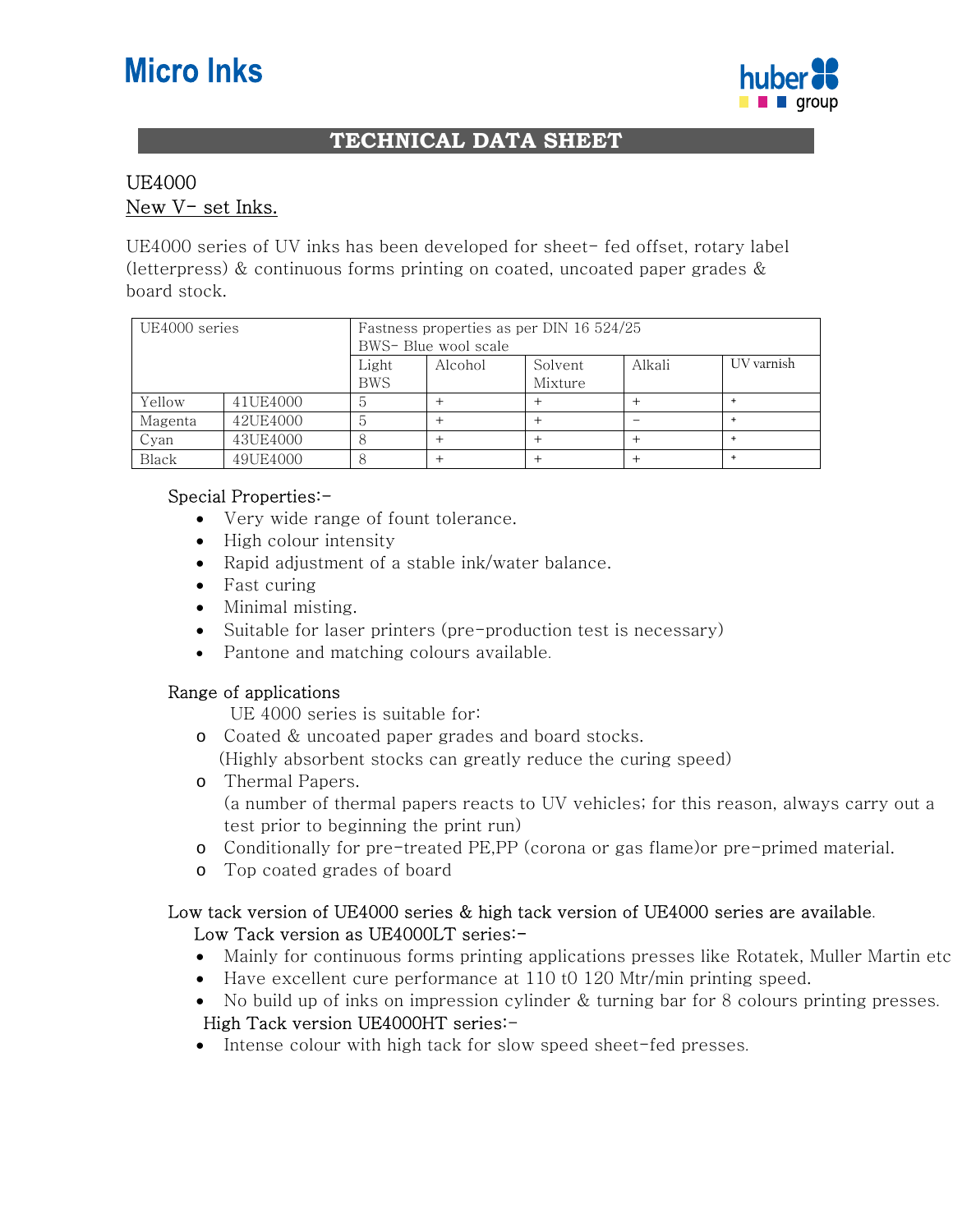Micro Inks

huber group

# TECHNICAL DATA SHEET

UE4000

New V- set Inks.

UE4000 series of UV inks has been developed for sheet- fed offset, rotary label (letterpress) & continuous forms printing on coated, uncoated paper grades & board stock.

| UE4000 series | | Fastness properties as per DIN 16 524/25 BWS- Blue wool scale | | | | |
|---|---|---|---|---|---|---|
| | | Light BWS | Alcohol | Solvent Mixture | Alkali | UV varnish |
| Yellow | 41UE4000 | 5 | + | + | + | + |
| Magenta | 42UE4000 | 5 | + | + | – | + |
| Cyan | 43UE4000 | 8 | + | + | + | + |
| Black | 49UE4000 | 8 | + | + | + | + |

Special Properties:-

- Very wide range of fount tolerance.
- High colour intensity
- Rapid adjustment of a stable ink/water balance.
- Fast curing
- Minimal misting.
- Suitable for laser printers (pre-production test is necessary)
- Pantone and matching colours available.

Range of applications

UE 4000 series is suitable for:

- Coated & uncoated paper grades and board stocks.
  (Highly absorbent stocks can greatly reduce the curing speed)
- Thermal Papers.
  (a number of thermal papers reacts to UV vehicles; for this reason, always carry out a test prior to beginning the print run)
- Conditionally for pre-treated PE,PP (corona or gas flame)or pre-primed material.
- Top coated grades of board

Low tack version of UE4000 series & high tack version of UE4000 series are available.

Low Tack version as UE4000LT series:-

- Mainly for continuous forms printing applications presses like Rotatek, Muller Martin etc
- Have excellent cure performance at 110 t0 120 Mtr/min printing speed.
- No build up of inks on impression cylinder & turning bar for 8 colours printing presses.

High Tack version UE4000HT series:-

- Intense colour with high tack for slow speed sheet-fed presses.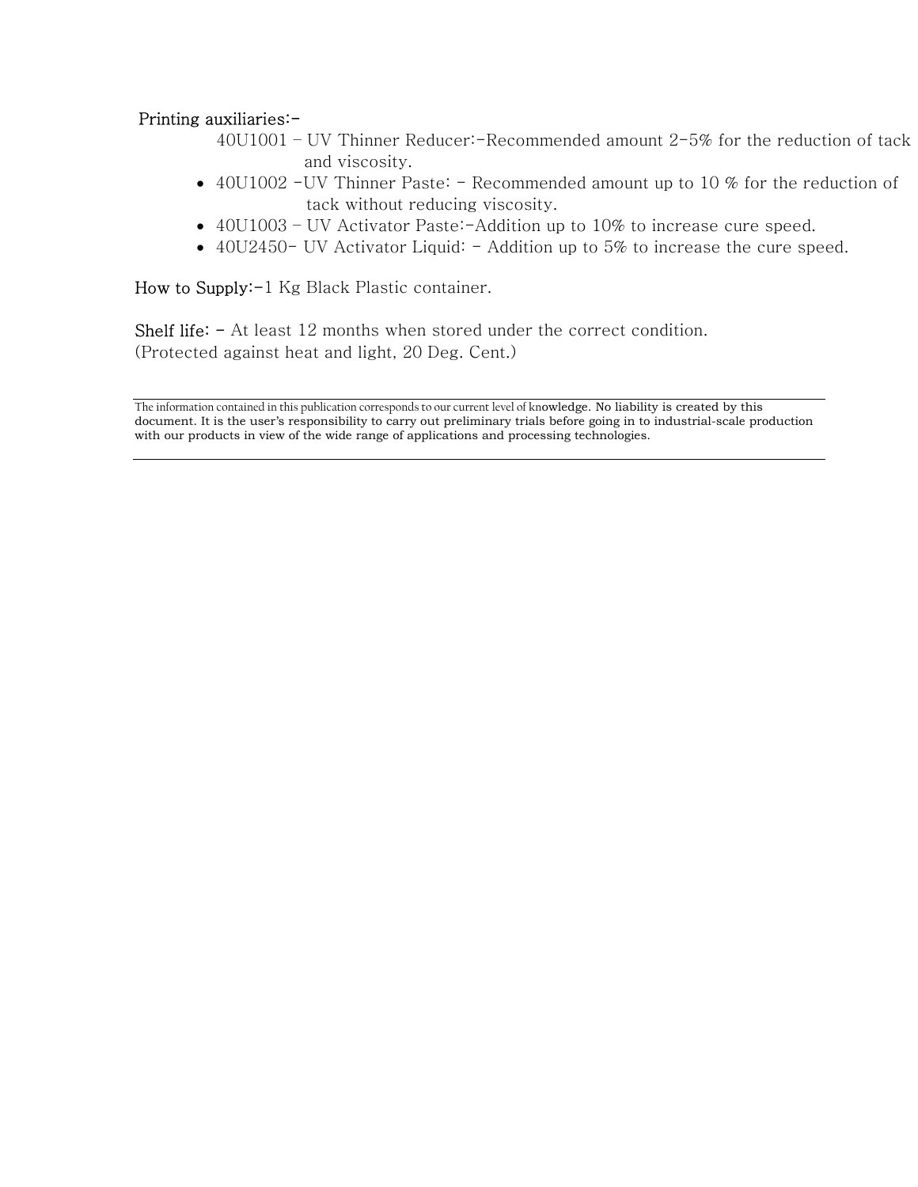Printing auxiliaries:-

- 40U1001 – UV Thinner Reducer:-Recommended amount 2-5% for the reduction of tack and viscosity.
- 40U1002 -UV Thinner Paste: - Recommended amount up to 10 % for the reduction of tack without reducing viscosity.
- 40U1003 – UV Activator Paste:-Addition up to 10% to increase cure speed.
- 40U2450- UV Activator Liquid: - Addition up to 5% to increase the cure speed.

How to Supply:-1 Kg Black Plastic container.

Shelf life: - At least 12 months when stored under the correct condition.
(Protected against heat and light, 20 Deg. Cent.)

---

The information contained in this publication corresponds to our current level of knowledge. No liability is created by this document. It is the user's responsibility to carry out preliminary trials before going in to industrial-scale production with our products in view of the wide range of applications and processing technologies.

---